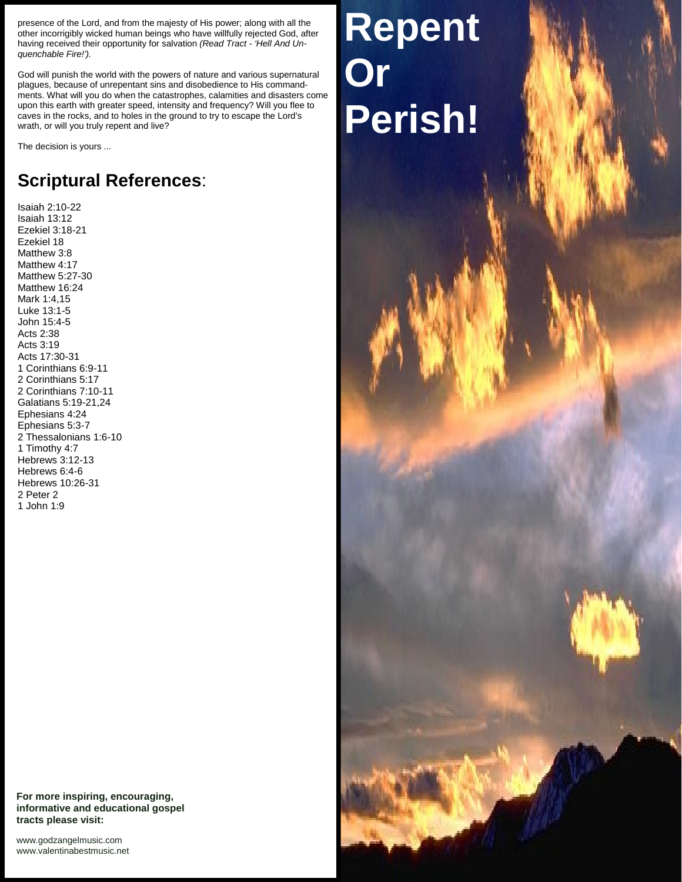presence of the Lord, and from the majesty of His power; along with all the other incorrigibly wicked human beings who have willfully rejected God, after having received their opportunity for salvation *(Read Tract - 'Hell And Un-quenchable Fire!').*

God will punish the world with the powers of nature and various supernatural plagues, because of unrepentant sins and disobedience to His command-ments. What will you do when the catastrophes, calamities and disasters come upon this earth with greater speed, intensity and frequency? Will you flee to caves in the rocks, and to holes in the ground to try to escape the Lord's wrath, or will you truly repent and live?

The decision is yours ...

## **Scriptural References**:

Isaiah 2:10-22
Isaiah 13:12
Ezekiel 3:18-21
Ezekiel 18
Matthew 3:8
Matthew 4:17
Matthew 5:27-30
Matthew 16:24
Mark 1:4,15
Luke 13:1-5
John 15:4-5
Acts 2:38
Acts 3:19
Acts 17:30-31
1 Corinthians 6:9-11
2 Corinthians 5:17
2 Corinthians 7:10-11
Galatians 5:19-21,24
Ephesians 4:24
Ephesians 5:3-7
2 Thessalonians 1:6-10
1 Timothy 4:7
Hebrews 3:12-13
Hebrews 6:4-6
Hebrews 10:26-31
2 Peter 2
1 John 1:9

**For more inspiring, encouraging, informative and educational gospel tracts please visit:**

www.godzangelmusic.com
www.valentinabestmusic.net

# Repent Or Perish!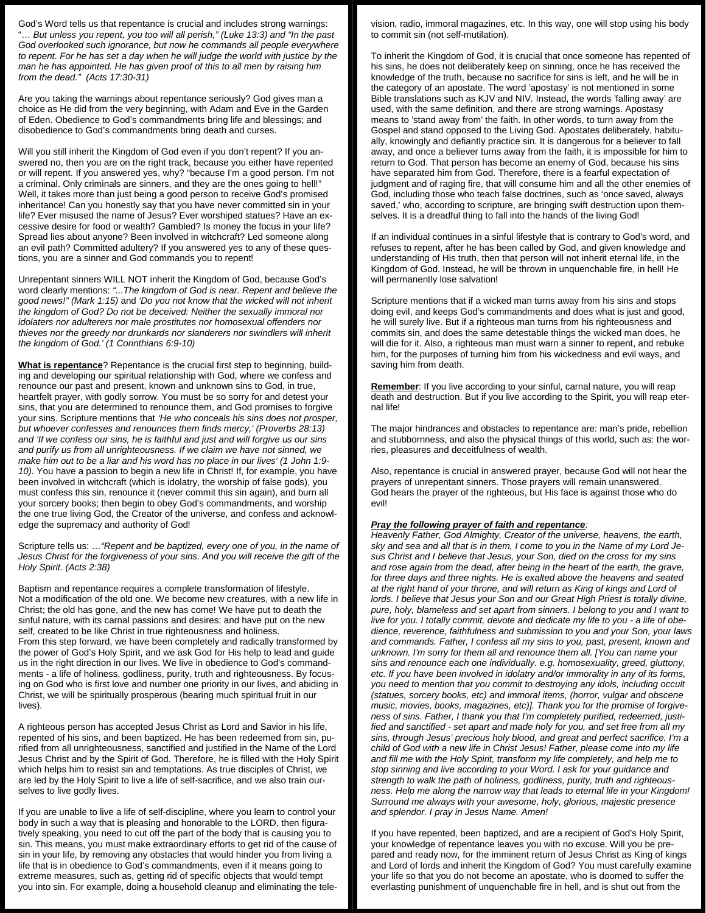God's Word tells us that repentance is crucial and includes strong warnings: "… *But unless you repent, you too will all perish," (Luke 13:3)* and *"In the past God overlooked such ignorance, but now he commands all people everywhere to repent. For he has set a day when he will judge the world with justice by the man he has appointed. He has given proof of this to all men by raising him from the dead." (Acts 17:30-31)*

Are you taking the warnings about repentance seriously? God gives man a choice as He did from the very beginning, with Adam and Eve in the Garden of Eden. Obedience to God's commandments bring life and blessings; and disobedience to God's commandments bring death and curses.

Will you still inherit the Kingdom of God even if you don't repent? If you answered no, then you are on the right track, because you either have repented or will repent. If you answered yes, why? "because I'm a good person. I'm not a criminal. Only criminals are sinners, and they are the ones going to hell!" Well, it takes more than just being a good person to receive God's promised inheritance! Can you honestly say that you have never committed sin in your life? Ever misused the name of Jesus? Ever worshiped statues? Have an excessive desire for food or wealth? Gambled? Is money the focus in your life? Spread lies about anyone? Been involved in witchcraft? Led someone along an evil path? Committed adultery? If you answered yes to any of these questions, you are a sinner and God commands you to repent!

Unrepentant sinners WILL NOT inherit the Kingdom of God, because God's word clearly mentions: *"...The kingdom of God is near. Repent and believe the good news!" (Mark 1:15)* and *'Do you not know that the wicked will not inherit the kingdom of God? Do not be deceived: Neither the sexually immoral nor idolaters nor adulterers nor male prostitutes nor homosexual offenders nor thieves nor the greedy nor drunkards nor slanderers nor swindlers will inherit the kingdom of God.' (1 Corinthians 6:9-10)*

**What is repentance**? Repentance is the crucial first step to beginning, building and developing our spiritual relationship with God, where we confess and renounce our past and present, known and unknown sins to God, in true, heartfelt prayer, with godly sorrow. You must be so sorry for and detest your sins, that you are determined to renounce them, and God promises to forgive your sins. Scripture mentions that *'He who conceals his sins does not prosper, but whoever confesses and renounces them finds mercy,' (Proverbs 28:13)* and *'If we confess our sins, he is faithful and just and will forgive us our sins and purify us from all unrighteousness. If we claim we have not sinned, we make him out to be a liar and his word has no place in our lives' (1 John 1:9-10).* You have a passion to begin a new life in Christ! If, for example, you have been involved in witchcraft (which is idolatry, the worship of false gods), you must confess this sin, renounce it (never commit this sin again), and burn all your sorcery books; then begin to obey God's commandments, and worship the one true living God, the Creator of the universe, and confess and acknowledge the supremacy and authority of God!

Scripture tells us: …*"Repent and be baptized, every one of you, in the name of Jesus Christ for the forgiveness of your sins. And you will receive the gift of the Holy Spirit. (Acts 2:38)*

Baptism and repentance requires a complete transformation of lifestyle. Not a modification of the old one. We become new creatures, with a new life in Christ; the old has gone, and the new has come! We have put to death the sinful nature, with its carnal passions and desires; and have put on the new self, created to be like Christ in true righteousness and holiness.
From this step forward, we have been completely and radically transformed by the power of God's Holy Spirit, and we ask God for His help to lead and guide us in the right direction in our lives. We live in obedience to God's commandments - a life of holiness, godliness, purity, truth and righteousness. By focusing on God who is first love and number one priority in our lives, and abiding in Christ, we will be spiritually prosperous (bearing much spiritual fruit in our lives).

A righteous person has accepted Jesus Christ as Lord and Savior in his life, repented of his sins, and been baptized. He has been redeemed from sin, purified from all unrighteousness, sanctified and justified in the Name of the Lord Jesus Christ and by the Spirit of God. Therefore, he is filled with the Holy Spirit which helps him to resist sin and temptations. As true disciples of Christ, we are led by the Holy Spirit to live a life of self-sacrifice, and we also train ourselves to live godly lives.

If you are unable to live a life of self-discipline, where you learn to control your body in such a way that is pleasing and honorable to the LORD, then figuratively speaking, you need to cut off the part of the body that is causing you to sin. This means, you must make extraordinary efforts to get rid of the cause of sin in your life, by removing any obstacles that would hinder you from living a life that is in obedience to God's commandments, even if it means going to extreme measures, such as, getting rid of specific objects that would tempt you into sin. For example, doing a household cleanup and eliminating the television, radio, immoral magazines, etc. In this way, one will stop using his body to commit sin (not self-mutilation).

To inherit the Kingdom of God, it is crucial that once someone has repented of his sins, he does not deliberately keep on sinning, once he has received the knowledge of the truth, because no sacrifice for sins is left, and he will be in the category of an apostate. The word 'apostasy' is not mentioned in some Bible translations such as KJV and NIV. Instead, the words 'falling away' are used, with the same definition, and there are strong warnings. Apostasy means to 'stand away from' the faith. In other words, to turn away from the Gospel and stand opposed to the Living God. Apostates deliberately, habitually, knowingly and defiantly practice sin. It is dangerous for a believer to fall away, and once a believer turns away from the faith, it is impossible for him to return to God. That person has become an enemy of God, because his sins have separated him from God. Therefore, there is a fearful expectation of judgment and of raging fire, that will consume him and all the other enemies of God, including those who teach false doctrines, such as 'once saved, always saved,' who, according to scripture, are bringing swift destruction upon themselves. It is a dreadful thing to fall into the hands of the living God!

If an individual continues in a sinful lifestyle that is contrary to God's word, and refuses to repent, after he has been called by God, and given knowledge and understanding of His truth, then that person will not inherit eternal life, in the Kingdom of God. Instead, he will be thrown in unquenchable fire, in hell! He will permanently lose salvation!

Scripture mentions that if a wicked man turns away from his sins and stops doing evil, and keeps God's commandments and does what is just and good, he will surely live. But if a righteous man turns from his righteousness and commits sin, and does the same detestable things the wicked man does, he will die for it. Also, a righteous man must warn a sinner to repent, and rebuke him, for the purposes of turning him from his wickedness and evil ways, and saving him from death.

**Remember**: If you live according to your sinful, carnal nature, you will reap death and destruction. But if you live according to the Spirit, you will reap eternal life!

The major hindrances and obstacles to repentance are: man's pride, rebellion and stubbornness, and also the physical things of this world, such as: the worries, pleasures and deceitfulness of wealth.

Also, repentance is crucial in answered prayer, because God will not hear the prayers of unrepentant sinners. Those prayers will remain unanswered.
God hears the prayer of the righteous, but His face is against those who do evil!

***Pray the following prayer of faith and repentance**:*
*Heavenly Father, God Almighty, Creator of the universe, heavens, the earth, sky and sea and all that is in them, I come to you in the Name of my Lord Jesus Christ and I believe that Jesus, your Son, died on the cross for my sins and rose again from the dead, after being in the heart of the earth, the grave, for three days and three nights. He is exalted above the heavens and seated at the right hand of your throne, and will return as King of kings and Lord of lords. I believe that Jesus your Son and our Great High Priest is totally divine, pure, holy, blameless and set apart from sinners. I belong to you and I want to live for you. I totally commit, devote and dedicate my life to you - a life of obedience, reverence, faithfulness and submission to you and your Son, your laws and commands. Father, I confess all my sins to you, past, present, known and unknown. I'm sorry for them all and renounce them all. [You can name your sins and renounce each one individually. e.g. homosexuality, greed, gluttony, etc. If you have been involved in idolatry and/or immorality in any of its forms, you need to mention that you commit to destroying any idols, including occult (statues, sorcery books, etc) and immoral items, (horror, vulgar and obscene music, movies, books, magazines, etc)]. Thank you for the promise of forgiveness of sins. Father, I thank you that I'm completely purified, redeemed, justified and sanctified - set apart and made holy for you, and set free from all my sins, through Jesus' precious holy blood, and great and perfect sacrifice. I'm a child of God with a new life in Christ Jesus! Father, please come into my life and fill me with the Holy Spirit, transform my life completely, and help me to stop sinning and live according to your Word. I ask for your guidance and strength to walk the path of holiness, godliness, purity, truth and righteousness. Help me along the narrow way that leads to eternal life in your Kingdom! Surround me always with your awesome, holy, glorious, majestic presence and splendor. I pray in Jesus Name. Amen!*

If you have repented, been baptized, and are a recipient of God's Holy Spirit, your knowledge of repentance leaves you with no excuse. Will you be prepared and ready now, for the imminent return of Jesus Christ as King of kings and Lord of lords and inherit the Kingdom of God? You must carefully examine your life so that you do not become an apostate, who is doomed to suffer the everlasting punishment of unquenchable fire in hell, and is shut out from the